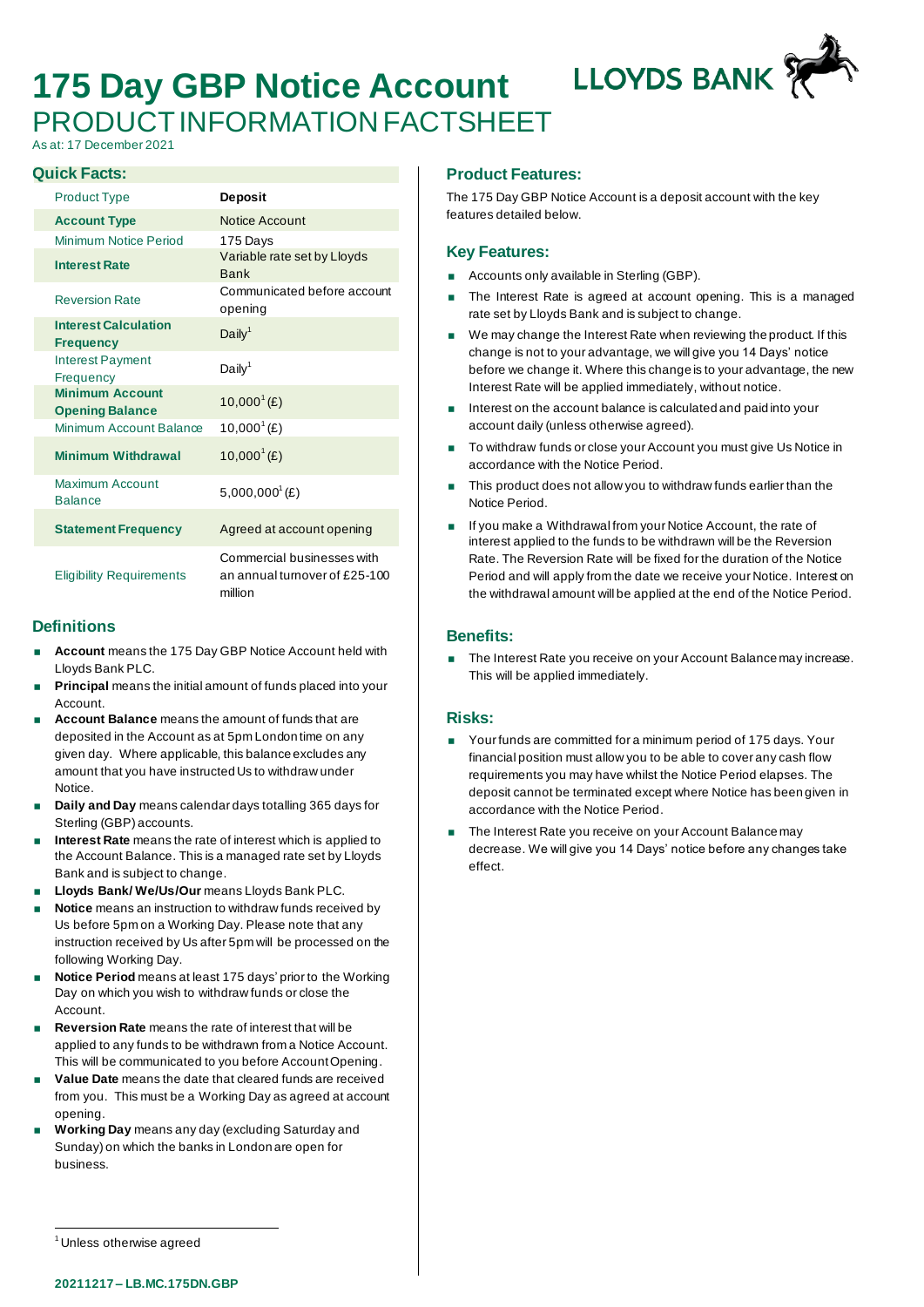# 175 Day GBP Notice Account

## PRODUCT INFORMATION FACTSHEET

As at: 17 December 2021

### Quick Facts:

| Product Type | **Deposit** |
|---|---|
| **Account Type** | Notice Account |
| Minimum Notice Period | 175 Days |
| **Interest Rate** | Variable rate set by Lloyds Bank |
| Reversion Rate | Communicated before account opening |
| **Interest Calculation Frequency** | Daily[1] |
| Interest Payment Frequency | Daily[1] |
| **Minimum Account Opening Balance** | 10,000[1] (£) |
| Minimum Account Balance | 10,000[1] (£) |
| **Minimum Withdrawal** | 10,000[1] (£) |
| Maximum Account Balance | 5,000,000[1] (£) |
| **Statement Frequency** | Agreed at account opening |
| Eligibility Requirements | Commercial businesses with an annual turnover of £25-100 million |

### Definitions

- **Account** means the 175 Day GBP Notice Account held with Lloyds Bank PLC.
- **Principal** means the initial amount of funds placed into your Account.
- **Account Balance** means the amount of funds that are deposited in the Account as at 5pm London time on any given day. Where applicable, this balance excludes any amount that you have instructed Us to withdraw under Notice.
- **Daily and Day** means calendar days totalling 365 days for Sterling (GBP) accounts.
- **Interest Rate** means the rate of interest which is applied to the Account Balance. This is a managed rate set by Lloyds Bank and is subject to change.
- **Lloyds Bank/ We/Us/Our** means Lloyds Bank PLC.
- **Notice** means an instruction to withdraw funds received by Us before 5pm on a Working Day. Please note that any instruction received by Us after 5pm will be processed on the following Working Day.
- **Notice Period** means at least 175 days' prior to the Working Day on which you wish to withdraw funds or close the Account.
- **Reversion Rate** means the rate of interest that will be applied to any funds to be withdrawn from a Notice Account. This will be communicated to you before Account Opening.
- **Value Date** means the date that cleared funds are received from you. This must be a Working Day as agreed at account opening.
- **Working Day** means any day (excluding Saturday and Sunday) on which the banks in London are open for business.

### Product Features:

The 175 Day GBP Notice Account is a deposit account with the key features detailed below.

### Key Features:

- Accounts only available in Sterling (GBP).
- The Interest Rate is agreed at account opening. This is a managed rate set by Lloyds Bank and is subject to change.
- We may change the Interest Rate when reviewing the product. If this change is not to your advantage, we will give you 14 Days' notice before we change it. Where this change is to your advantage, the new Interest Rate will be applied immediately, without notice.
- Interest on the account balance is calculated and paid into your account daily (unless otherwise agreed).
- To withdraw funds or close your Account you must give Us Notice in accordance with the Notice Period.
- This product does not allow you to withdraw funds earlier than the Notice Period.
- If you make a Withdrawal from your Notice Account, the rate of interest applied to the funds to be withdrawn will be the Reversion Rate. The Reversion Rate will be fixed for the duration of the Notice Period and will apply from the date we receive your Notice. Interest on the withdrawal amount will be applied at the end of the Notice Period.

### Benefits:

- The Interest Rate you receive on your Account Balance may increase. This will be applied immediately.

### Risks:

- Your funds are committed for a minimum period of 175 days. Your financial position must allow you to be able to cover any cash flow requirements you may have whilst the Notice Period elapses. The deposit cannot be terminated except where Notice has been given in accordance with the Notice Period.
- The Interest Rate you receive on your Account Balance may decrease. We will give you 14 Days' notice before any changes take effect.

[1] Unless otherwise agreed

20211217 – LB.MC.175DN.GBP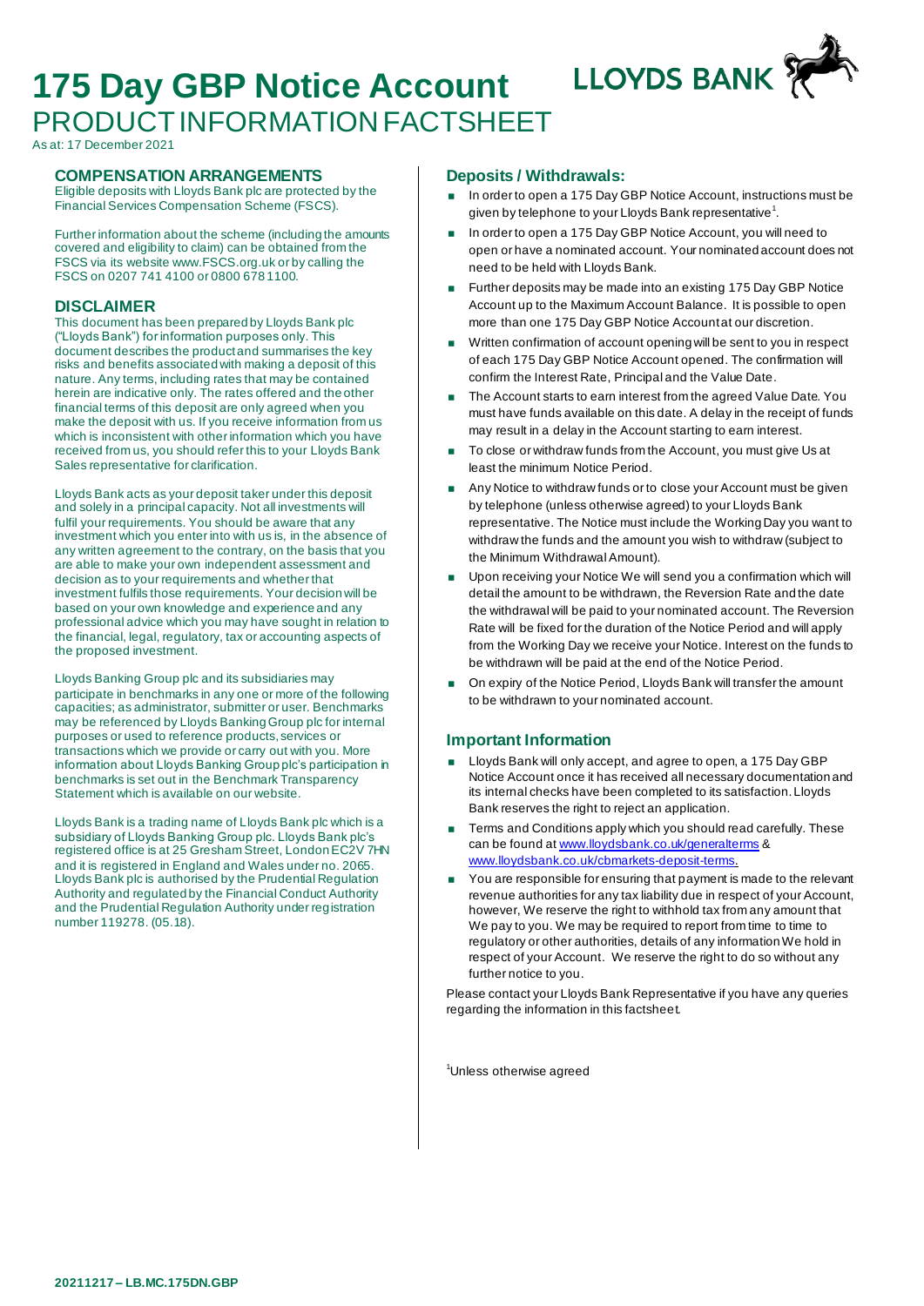# 175 Day GBP Notice Account

PRODUCT INFORMATION FACTSHEET

As at: 17 December 2021

## COMPENSATION ARRANGEMENTS

Eligible deposits with Lloyds Bank plc are protected by the Financial Services Compensation Scheme (FSCS).

Further information about the scheme (including the amounts covered and eligibility to claim) can be obtained from the FSCS via its website www.FSCS.org.uk or by calling the FSCS on 0207 741 4100 or 0800 678 1100.

## DISCLAIMER

This document has been prepared by Lloyds Bank plc ("Lloyds Bank") for information purposes only. This document describes the product and summarises the key risks and benefits associated with making a deposit of this nature. Any terms, including rates that may be contained herein are indicative only. The rates offered and the other financial terms of this deposit are only agreed when you make the deposit with us. If you receive information from us which is inconsistent with other information which you have received from us, you should refer this to your Lloyds Bank Sales representative for clarification.

Lloyds Bank acts as your deposit taker under this deposit and solely in a principal capacity. Not all investments will fulfil your requirements. You should be aware that any investment which you enter into with us is, in the absence of any written agreement to the contrary, on the basis that you are able to make your own independent assessment and decision as to your requirements and whether that investment fulfils those requirements. Your decision will be based on your own knowledge and experience and any professional advice which you may have sought in relation to the financial, legal, regulatory, tax or accounting aspects of the proposed investment.

Lloyds Banking Group plc and its subsidiaries may participate in benchmarks in any one or more of the following capacities; as administrator, submitter or user. Benchmarks may be referenced by Lloyds Banking Group plc for internal purposes or used to reference products, services or transactions which we provide or carry out with you. More information about Lloyds Banking Group plc's participation in benchmarks is set out in the Benchmark Transparency Statement which is available on our website.

Lloyds Bank is a trading name of Lloyds Bank plc which is a subsidiary of Lloyds Banking Group plc. Lloyds Bank plc's registered office is at 25 Gresham Street, London EC2V 7HN and it is registered in England and Wales under no. 2065. Lloyds Bank plc is authorised by the Prudential Regulation Authority and regulated by the Financial Conduct Authority and the Prudential Regulation Authority under registration number 119278. (05.18).

## Deposits / Withdrawals:

- In order to open a 175 Day GBP Notice Account, instructions must be given by telephone to your Lloyds Bank representative[1].
- In order to open a 175 Day GBP Notice Account, you will need to open or have a nominated account. Your nominated account does not need to be held with Lloyds Bank.
- Further deposits may be made into an existing 175 Day GBP Notice Account up to the Maximum Account Balance. It is possible to open more than one 175 Day GBP Notice Account at our discretion.
- Written confirmation of account opening will be sent to you in respect of each 175 Day GBP Notice Account opened. The confirmation will confirm the Interest Rate, Principal and the Value Date.
- The Account starts to earn interest from the agreed Value Date. You must have funds available on this date. A delay in the receipt of funds may result in a delay in the Account starting to earn interest.
- To close or withdraw funds from the Account, you must give Us at least the minimum Notice Period.
- Any Notice to withdraw funds or to close your Account must be given by telephone (unless otherwise agreed) to your Lloyds Bank representative. The Notice must include the Working Day you want to withdraw the funds and the amount you wish to withdraw (subject to the Minimum Withdrawal Amount).
- Upon receiving your Notice We will send you a confirmation which will detail the amount to be withdrawn, the Reversion Rate and the date the withdrawal will be paid to your nominated account. The Reversion Rate will be fixed for the duration of the Notice Period and will apply from the Working Day we receive your Notice. Interest on the funds to be withdrawn will be paid at the end of the Notice Period.
- On expiry of the Notice Period, Lloyds Bank will transfer the amount to be withdrawn to your nominated account.

## Important Information

- Lloyds Bank will only accept, and agree to open, a 175 Day GBP Notice Account once it has received all necessary documentation and its internal checks have been completed to its satisfaction. Lloyds Bank reserves the right to reject an application.
- Terms and Conditions apply which you should read carefully. These can be found at www.lloydsbank.co.uk/generalterms & www.lloydsbank.co.uk/cbmarkets-deposit-terms.
- You are responsible for ensuring that payment is made to the relevant revenue authorities for any tax liability due in respect of your Account, however, We reserve the right to withhold tax from any amount that We pay to you. We may be required to report from time to time to regulatory or other authorities, details of any information We hold in respect of your Account. We reserve the right to do so without any further notice to you.

Please contact your Lloyds Bank Representative if you have any queries regarding the information in this factsheet.

[1]Unless otherwise agreed

20211217 – LB.MC.175DN.GBP